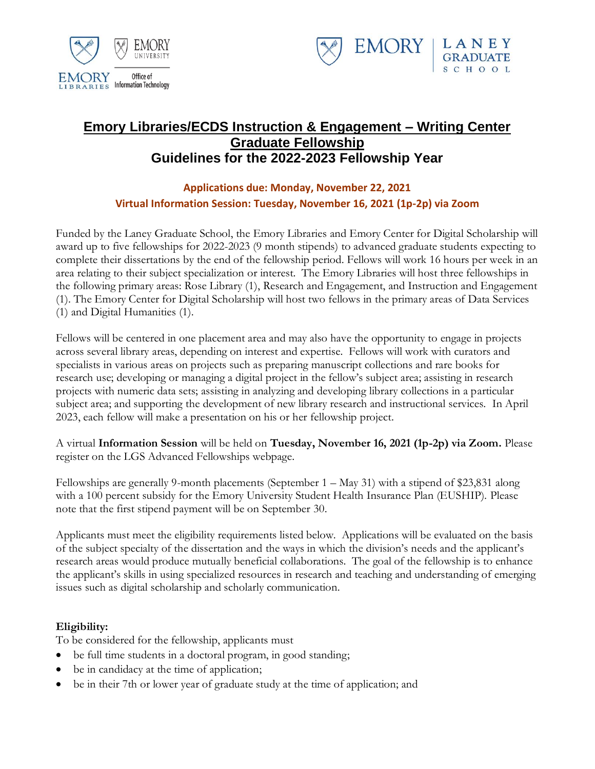# Emory Libraries/ECDS Instruction & Engagement – Writing Center Graduate Fellowship

## Guidelines for the 2022-2023 Fellowship Year

**Applications due: Monday, November 22, 2021**

**Virtual Information Session: Tuesday, November 16, 2021 (1p-2p) via Zoom**

Funded by the Laney Graduate School, the Emory Libraries and Emory Center for Digital Scholarship will award up to five fellowships for 2022-2023 (9 month stipends) to advanced graduate students expecting to complete their dissertations by the end of the fellowship period. Fellows will work 16 hours per week in an area relating to their subject specialization or interest. The Emory Libraries will host three fellowships in the following primary areas: Rose Library (1), Research and Engagement, and Instruction and Engagement (1). The Emory Center for Digital Scholarship will host two fellows in the primary areas of Data Services (1) and Digital Humanities (1).

Fellows will be centered in one placement area and may also have the opportunity to engage in projects across several library areas, depending on interest and expertise. Fellows will work with curators and specialists in various areas on projects such as preparing manuscript collections and rare books for research use; developing or managing a digital project in the fellow's subject area; assisting in research projects with numeric data sets; assisting in analyzing and developing library collections in a particular subject area; and supporting the development of new library research and instructional services. In April 2023, each fellow will make a presentation on his or her fellowship project.

A virtual **Information Session** will be held on **Tuesday, November 16, 2021 (1p-2p) via Zoom.** Please register on the LGS Advanced Fellowships webpage.

Fellowships are generally 9-month placements (September 1 – May 31) with a stipend of $23,831 along with a 100 percent subsidy for the Emory University Student Health Insurance Plan (EUSHIP). Please note that the first stipend payment will be on September 30.

Applicants must meet the eligibility requirements listed below. Applications will be evaluated on the basis of the subject specialty of the dissertation and the ways in which the division's needs and the applicant's research areas would produce mutually beneficial collaborations. The goal of the fellowship is to enhance the applicant's skills in using specialized resources in research and teaching and understanding of emerging issues such as digital scholarship and scholarly communication.

**Eligibility:**

To be considered for the fellowship, applicants must

- be full time students in a doctoral program, in good standing;
- be in candidacy at the time of application;
- be in their 7th or lower year of graduate study at the time of application; and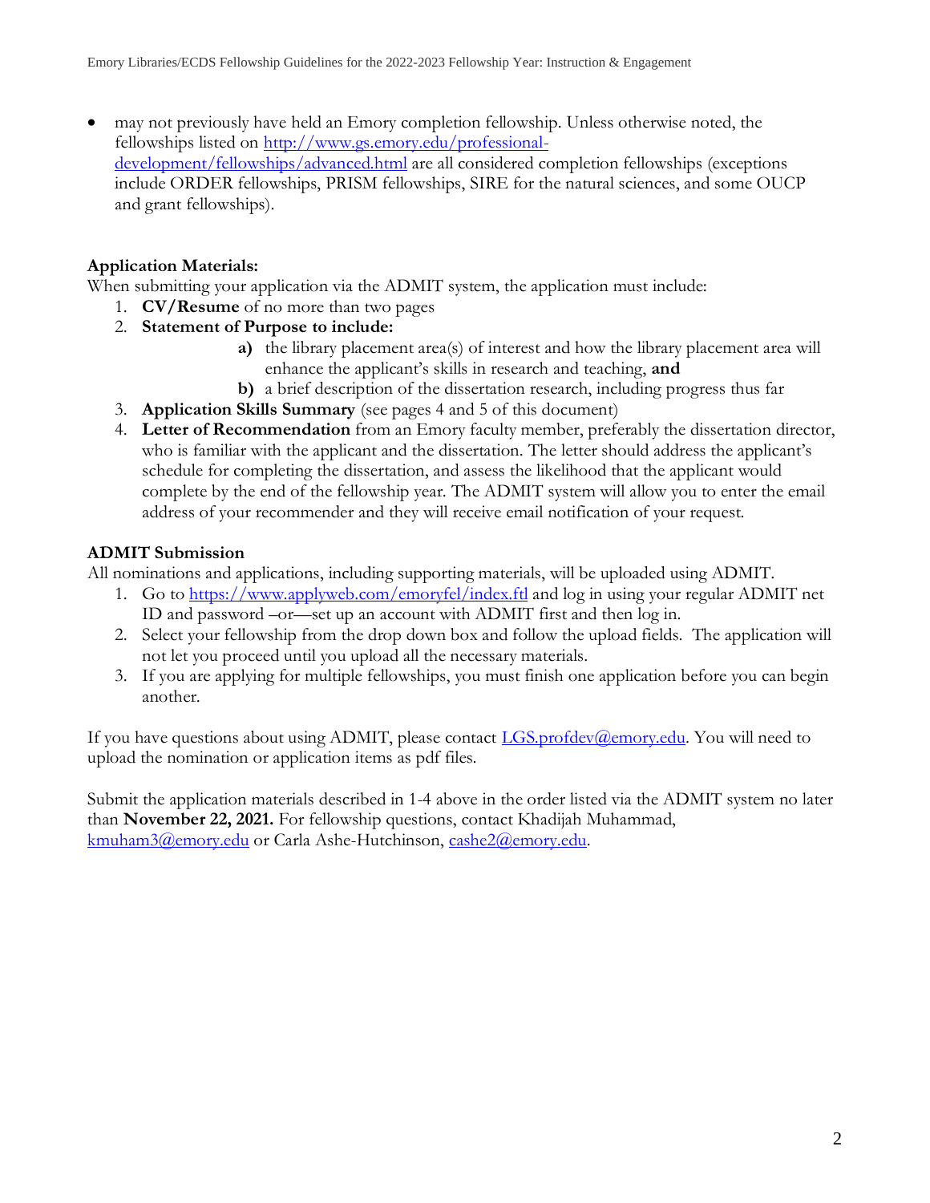- may not previously have held an Emory completion fellowship. Unless otherwise noted, the fellowships listed on http://www.gs.emory.edu/professional-development/fellowships/advanced.html are all considered completion fellowships (exceptions include ORDER fellowships, PRISM fellowships, SIRE for the natural sciences, and some OUCP and grant fellowships).

**Application Materials:**

When submitting your application via the ADMIT system, the application must include:

1. **CV/Resume** of no more than two pages
2. **Statement of Purpose to include:**
   - **a)** the library placement area(s) of interest and how the library placement area will enhance the applicant's skills in research and teaching, **and**
   - **b)** a brief description of the dissertation research, including progress thus far
3. **Application Skills Summary** (see pages 4 and 5 of this document)
4. **Letter of Recommendation** from an Emory faculty member, preferably the dissertation director, who is familiar with the applicant and the dissertation. The letter should address the applicant's schedule for completing the dissertation, and assess the likelihood that the applicant would complete by the end of the fellowship year. The ADMIT system will allow you to enter the email address of your recommender and they will receive email notification of your request.

**ADMIT Submission**

All nominations and applications, including supporting materials, will be uploaded using ADMIT.

1. Go to https://www.applyweb.com/emoryfel/index.ftl and log in using your regular ADMIT net ID and password –or—set up an account with ADMIT first and then log in.
2. Select your fellowship from the drop down box and follow the upload fields. The application will not let you proceed until you upload all the necessary materials.
3. If you are applying for multiple fellowships, you must finish one application before you can begin another.

If you have questions about using ADMIT, please contact LGS.profdev@emory.edu. You will need to upload the nomination or application items as pdf files.

Submit the application materials described in 1-4 above in the order listed via the ADMIT system no later than **November 22, 2021.** For fellowship questions, contact Khadijah Muhammad, kmuham3@emory.edu or Carla Ashe-Hutchinson, cashe2@emory.edu.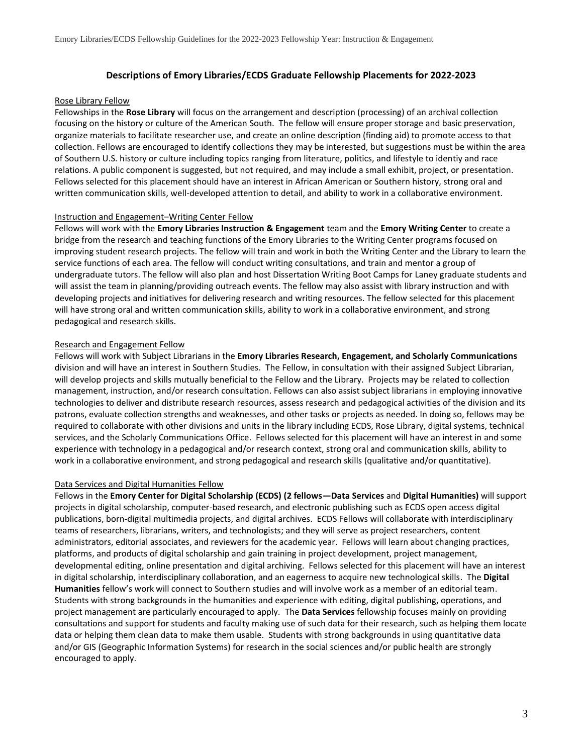## Descriptions of Emory Libraries/ECDS Graduate Fellowship Placements for 2022-2023

Rose Library Fellow

Fellowships in the **Rose Library** will focus on the arrangement and description (processing) of an archival collection focusing on the history or culture of the American South. The fellow will ensure proper storage and basic preservation, organize materials to facilitate researcher use, and create an online description (finding aid) to promote access to that collection. Fellows are encouraged to identify collections they may be interested, but suggestions must be within the area of Southern U.S. history or culture including topics ranging from literature, politics, and lifestyle to identiy and race relations. A public component is suggested, but not required, and may include a small exhibit, project, or presentation. Fellows selected for this placement should have an interest in African American or Southern history, strong oral and written communication skills, well-developed attention to detail, and ability to work in a collaborative environment.

Instruction and Engagement–Writing Center Fellow

Fellows will work with the **Emory Libraries Instruction & Engagement** team and the **Emory Writing Center** to create a bridge from the research and teaching functions of the Emory Libraries to the Writing Center programs focused on improving student research projects. The fellow will train and work in both the Writing Center and the Library to learn the service functions of each area. The fellow will conduct writing consultations, and train and mentor a group of undergraduate tutors. The fellow will also plan and host Dissertation Writing Boot Camps for Laney graduate students and will assist the team in planning/providing outreach events. The fellow may also assist with library instruction and with developing projects and initiatives for delivering research and writing resources. The fellow selected for this placement will have strong oral and written communication skills, ability to work in a collaborative environment, and strong pedagogical and research skills.

Research and Engagement Fellow

Fellows will work with Subject Librarians in the **Emory Libraries Research, Engagement, and Scholarly Communications** division and will have an interest in Southern Studies. The Fellow, in consultation with their assigned Subject Librarian, will develop projects and skills mutually beneficial to the Fellow and the Library. Projects may be related to collection management, instruction, and/or research consultation. Fellows can also assist subject librarians in employing innovative technologies to deliver and distribute research resources, assess research and pedagogical activities of the division and its patrons, evaluate collection strengths and weaknesses, and other tasks or projects as needed. In doing so, fellows may be required to collaborate with other divisions and units in the library including ECDS, Rose Library, digital systems, technical services, and the Scholarly Communications Office. Fellows selected for this placement will have an interest in and some experience with technology in a pedagogical and/or research context, strong oral and communication skills, ability to work in a collaborative environment, and strong pedagogical and research skills (qualitative and/or quantitative).

Data Services and Digital Humanities Fellow

Fellows in the **Emory Center for Digital Scholarship (ECDS) (2 fellows—Data Services** and **Digital Humanities)** will support projects in digital scholarship, computer-based research, and electronic publishing such as ECDS open access digital publications, born-digital multimedia projects, and digital archives. ECDS Fellows will collaborate with interdisciplinary teams of researchers, librarians, writers, and technologists; and they will serve as project researchers, content administrators, editorial associates, and reviewers for the academic year. Fellows will learn about changing practices, platforms, and products of digital scholarship and gain training in project development, project management, developmental editing, online presentation and digital archiving. Fellows selected for this placement will have an interest in digital scholarship, interdisciplinary collaboration, and an eagerness to acquire new technological skills. The **Digital Humanities** fellow's work will connect to Southern studies and will involve work as a member of an editorial team. Students with strong backgrounds in the humanities and experience with editing, digital publishing, operations, and project management are particularly encouraged to apply. The **Data Services** fellowship focuses mainly on providing consultations and support for students and faculty making use of such data for their research, such as helping them locate data or helping them clean data to make them usable. Students with strong backgrounds in using quantitative data and/or GIS (Geographic Information Systems) for research in the social sciences and/or public health are strongly encouraged to apply.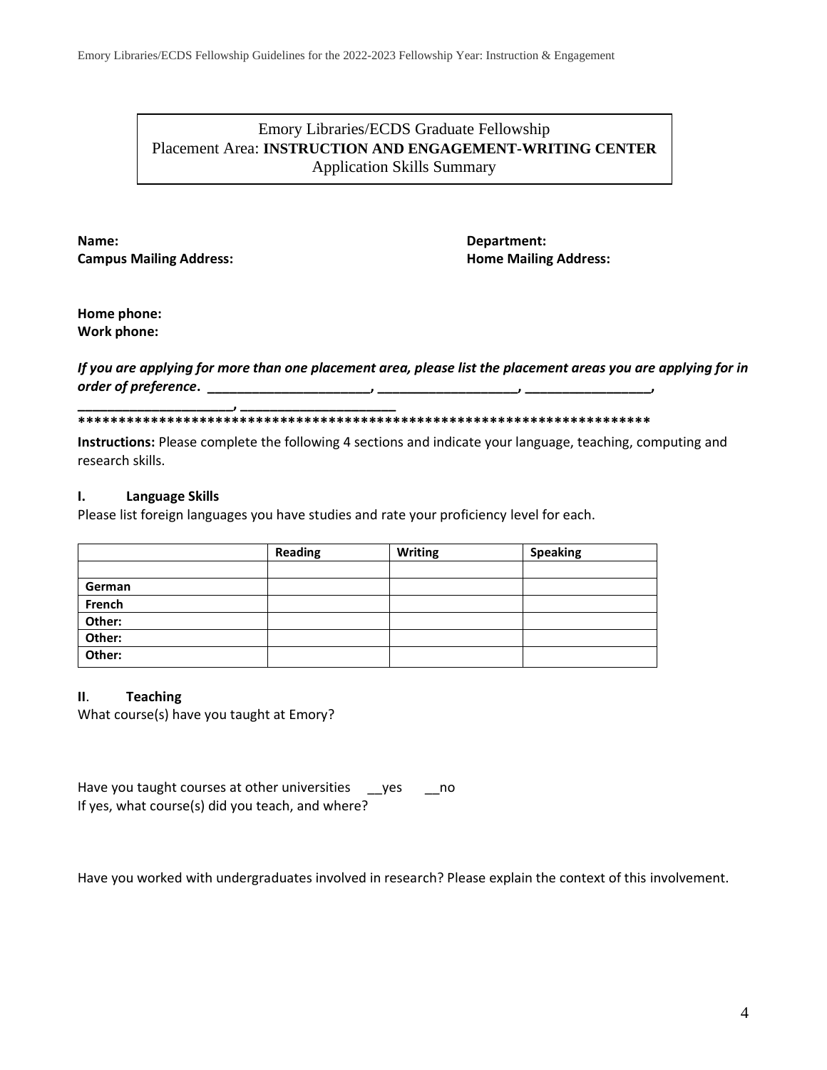Emory Libraries/ECDS Graduate Fellowship
Placement Area: **INSTRUCTION AND ENGAGEMENT-WRITING CENTER**
Application Skills Summary

**Name:**
**Campus Mailing Address:**

**Department:**
**Home Mailing Address:**

**Home phone:**
**Work phone:**

***If you are applying for more than one placement area, please list the placement areas you are applying for in order of preference. ______________________, ___________________, _________________, _____________________, _____________________***

****************************************************************************

**Instructions:** Please complete the following 4 sections and indicate your language, teaching, computing and research skills.

**I. Language Skills**

Please list foreign languages you have studies and rate your proficiency level for each.

| | **Reading** | **Writing** | **Speaking** |
|---|---|---|---|
| | | | |
| **German** | | | |
| **French** | | | |
| **Other:** | | | |
| **Other:** | | | |
| **Other:** | | | |

**II. Teaching**

What course(s) have you taught at Emory?

Have you taught courses at other universities __yes __no

If yes, what course(s) did you teach, and where?

Have you worked with undergraduates involved in research? Please explain the context of this involvement.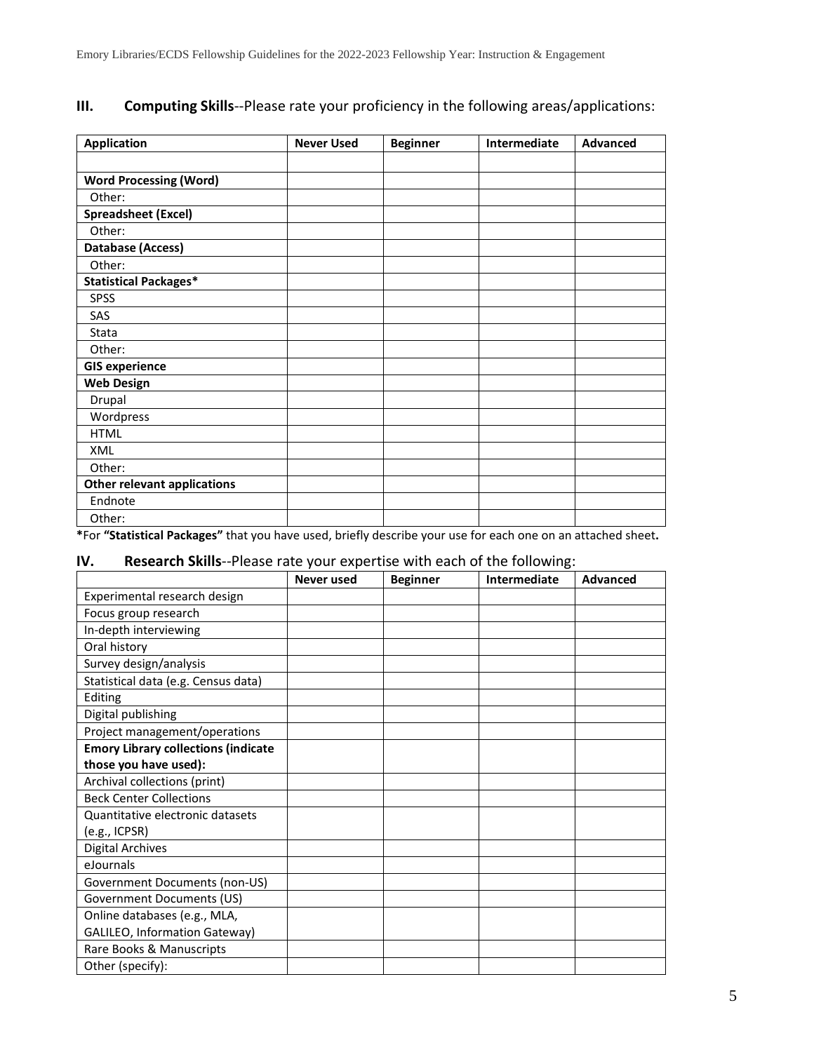## III. **Computing Skills**--Please rate your proficiency in the following areas/applications:

| Application | Never Used | Beginner | Intermediate | Advanced |
|---|---|---|---|---|
| | | | | |
| **Word Processing (Word)** | | | | |
| Other: | | | | |
| **Spreadsheet (Excel)** | | | | |
| Other: | | | | |
| **Database (Access)** | | | | |
| Other: | | | | |
| **Statistical Packages*** | | | | |
| SPSS | | | | |
| SAS | | | | |
| Stata | | | | |
| Other: | | | | |
| **GIS experience** | | | | |
| **Web Design** | | | | |
| Drupal | | | | |
| Wordpress | | | | |
| HTML | | | | |
| XML | | | | |
| Other: | | | | |
| **Other relevant applications** | | | | |
| Endnote | | | | |
| Other: | | | | |

*For **"Statistical Packages"** that you have used, briefly describe your use for each one on an attached sheet**.**

## IV. **Research Skills**--Please rate your expertise with each of the following:

| | Never used | Beginner | Intermediate | Advanced |
|---|---|---|---|---|
| Experimental research design | | | | |
| Focus group research | | | | |
| In-depth interviewing | | | | |
| Oral history | | | | |
| Survey design/analysis | | | | |
| Statistical data (e.g. Census data) | | | | |
| Editing | | | | |
| Digital publishing | | | | |
| Project management/operations | | | | |
| **Emory Library collections (indicate those you have used):** | | | | |
| Archival collections (print) | | | | |
| Beck Center Collections | | | | |
| Quantitative electronic datasets (e.g., ICPSR) | | | | |
| Digital Archives | | | | |
| eJournals | | | | |
| Government Documents (non-US) | | | | |
| Government Documents (US) | | | | |
| Online databases (e.g., MLA, GALILEO, Information Gateway) | | | | |
| Rare Books & Manuscripts | | | | |
| Other (specify): | | | | |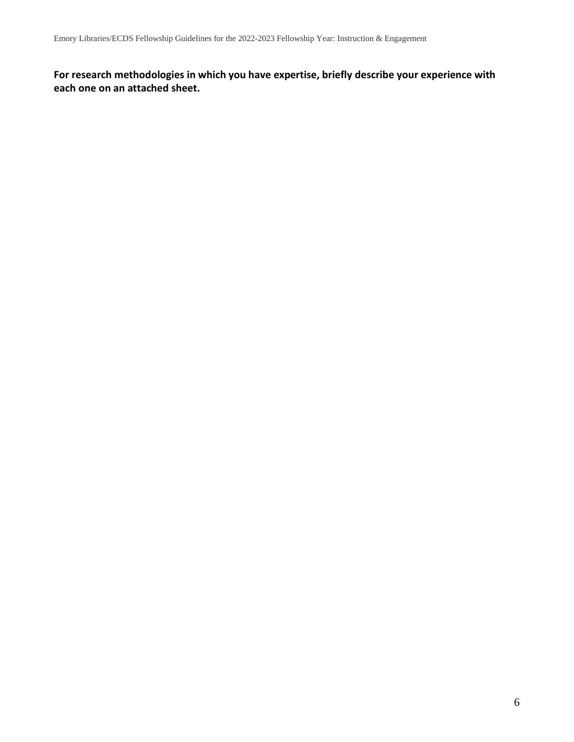**For research methodologies in which you have expertise, briefly describe your experience with each one on an attached sheet.**